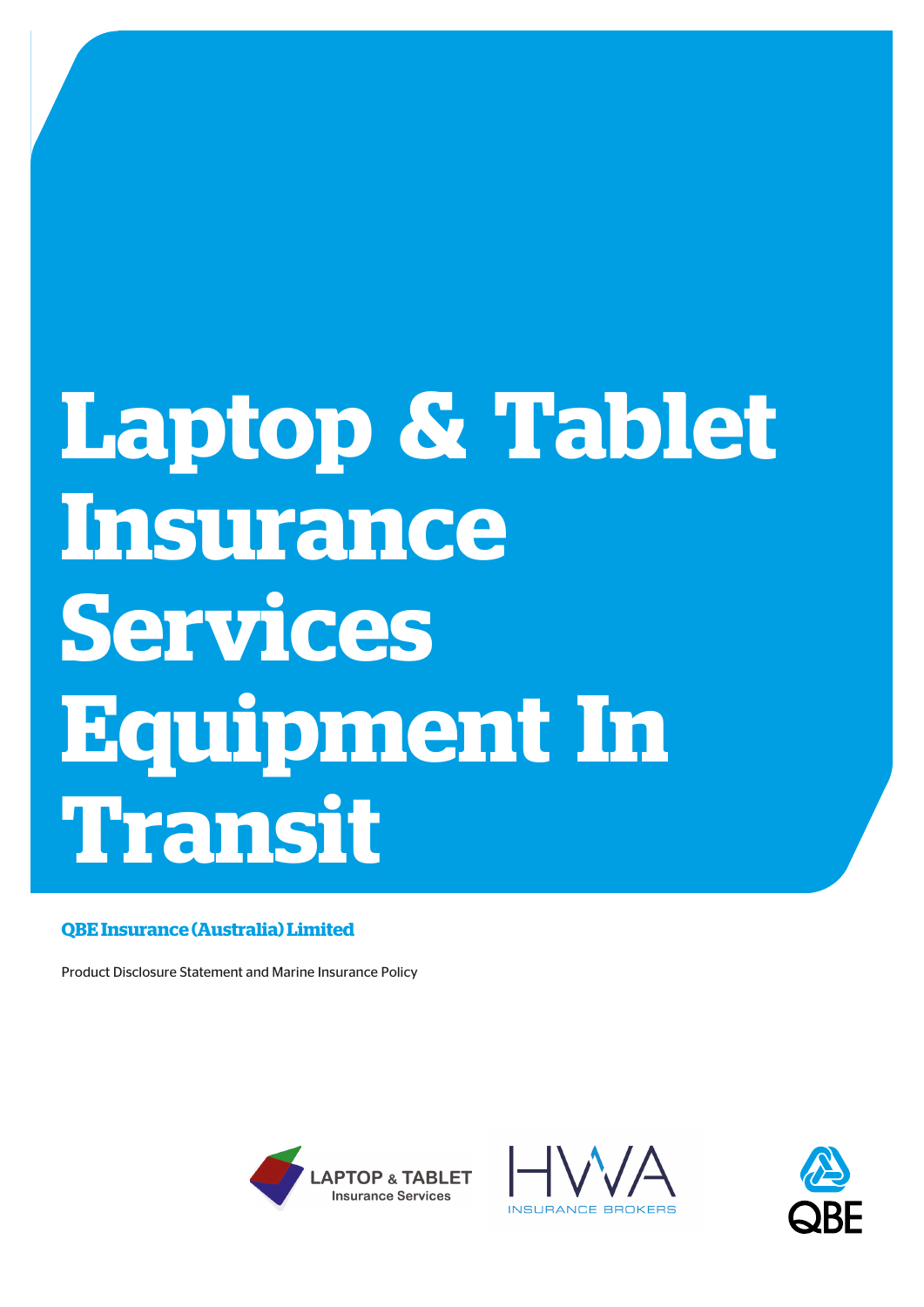# Laptop & Tablet Insurance Services Equipment In Transit

**QBE Insurance (Australia) Limited**

Product Disclosure Statement and Marine Insurance Policy

LAPTOP & TABLET Insurance Services

HWA INSURANCE BROKERS

QBE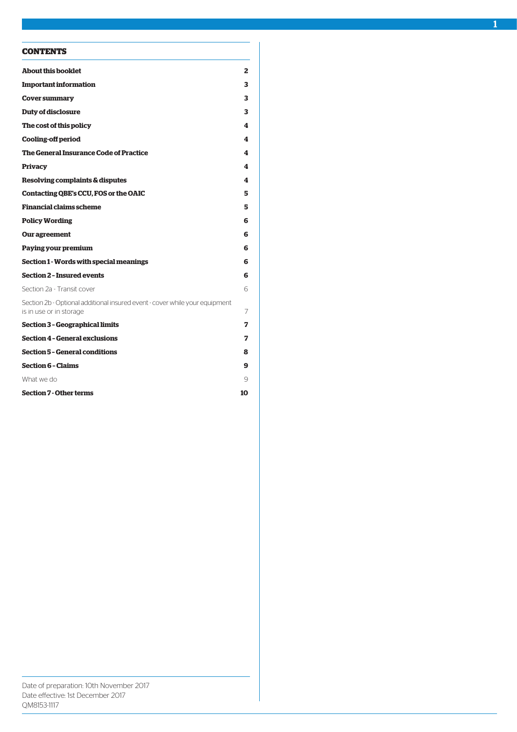## CONTENTS

| | |
|---|---|
| **About this booklet** | **2** |
| **Important information** | **3** |
| **Cover summary** | **3** |
| **Duty of disclosure** | **3** |
| **The cost of this policy** | **4** |
| **Cooling-off period** | **4** |
| **The General Insurance Code of Practice** | **4** |
| **Privacy** | **4** |
| **Resolving complaints & disputes** | **4** |
| **Contacting QBE's CCU, FOS or the OAIC** | **5** |
| **Financial claims scheme** | **5** |
| **Policy Wording** | **6** |
| **Our agreement** | **6** |
| **Paying your premium** | **6** |
| **Section 1 - Words with special meanings** | **6** |
| **Section 2 – Insured events** | **6** |
| Section 2a - Transit cover | 6 |
| Section 2b - Optional additional insured event - cover while your equipment is in use or in storage | 7 |
| **Section 3 – Geographical limits** | **7** |
| **Section 4 – General exclusions** | **7** |
| **Section 5 – General conditions** | **8** |
| **Section 6 – Claims** | **9** |
| What we do | 9 |
| **Section 7 - Other terms** | **10** |

Date of preparation: 10th November 2017
Date effective: 1st December 2017
QM8153-1117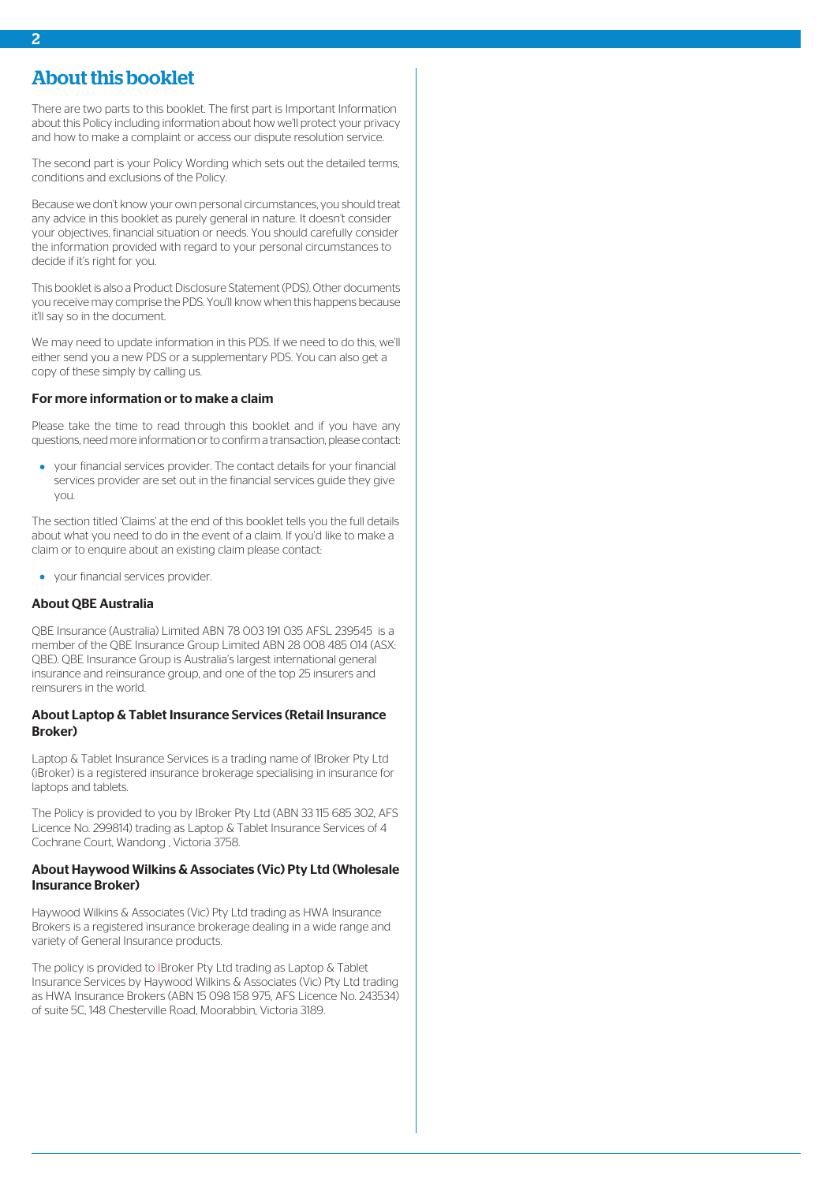# About this booklet

There are two parts to this booklet. The first part is Important Information about this Policy including information about how we'll protect your privacy and how to make a complaint or access our dispute resolution service.

The second part is your Policy Wording which sets out the detailed terms, conditions and exclusions of the Policy.

Because we don't know your own personal circumstances, you should treat any advice in this booklet as purely general in nature. It doesn't consider your objectives, financial situation or needs. You should carefully consider the information provided with regard to your personal circumstances to decide if it's right for you.

This booklet is also a Product Disclosure Statement (PDS). Other documents you receive may comprise the PDS. You'll know when this happens because it'll say so in the document.

We may need to update information in this PDS. If we need to do this, we'll either send you a new PDS or a supplementary PDS. You can also get a copy of these simply by calling us.

### For more information or to make a claim

Please take the time to read through this booklet and if you have any questions, need more information or to confirm a transaction, please contact:

- your financial services provider. The contact details for your financial services provider are set out in the financial services guide they give you.

The section titled 'Claims' at the end of this booklet tells you the full details about what you need to do in the event of a claim. If you'd like to make a claim or to enquire about an existing claim please contact:

- your financial services provider.

### About QBE Australia

QBE Insurance (Australia) Limited ABN 78 003 191 035 AFSL 239545 is a member of the QBE Insurance Group Limited ABN 28 008 485 014 (ASX: QBE). QBE Insurance Group is Australia's largest international general insurance and reinsurance group, and one of the top 25 insurers and reinsurers in the world.

### About Laptop & Tablet Insurance Services (Retail Insurance Broker)

Laptop & Tablet Insurance Services is a trading name of IBroker Pty Ltd (iBroker) is a registered insurance brokerage specialising in insurance for laptops and tablets.

The Policy is provided to you by IBroker Pty Ltd (ABN 33 115 685 302, AFS Licence No. 299814) trading as Laptop & Tablet Insurance Services of 4 Cochrane Court, Wandong , Victoria 3758.

### About Haywood Wilkins & Associates (Vic) Pty Ltd (Wholesale Insurance Broker)

Haywood Wilkins & Associates (Vic) Pty Ltd trading as HWA Insurance Brokers is a registered insurance brokerage dealing in a wide range and variety of General Insurance products.

The policy is provided to IBroker Pty Ltd trading as Laptop & Tablet Insurance Services by Haywood Wilkins & Associates (Vic) Pty Ltd trading as HWA Insurance Brokers (ABN 15 098 158 975, AFS Licence No. 243534) of suite 5C, 148 Chesterville Road, Moorabbin, Victoria 3189.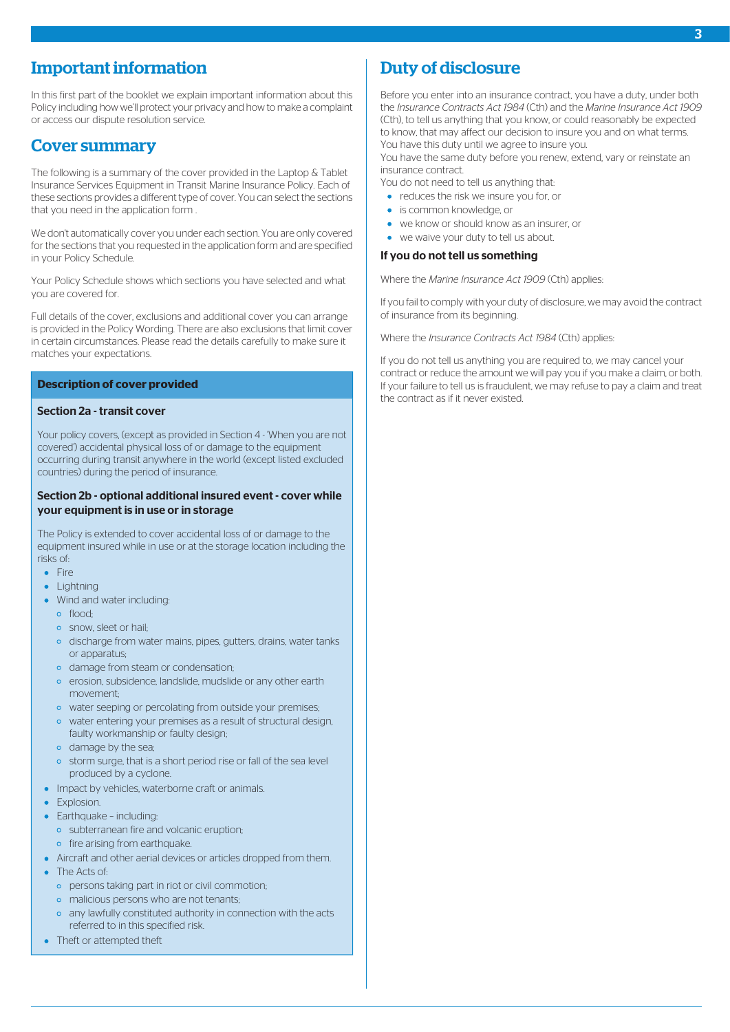## Important information

In this first part of the booklet we explain important information about this Policy including how we'll protect your privacy and how to make a complaint or access our dispute resolution service.

## Cover summary

The following is a summary of the cover provided in the Laptop & Tablet Insurance Services Equipment in Transit Marine Insurance Policy. Each of these sections provides a different type of cover. You can select the sections that you need in the application form .

We don't automatically cover you under each section. You are only covered for the sections that you requested in the application form and are specified in your Policy Schedule.

Your Policy Schedule shows which sections you have selected and what you are covered for.

Full details of the cover, exclusions and additional cover you can arrange is provided in the Policy Wording. There are also exclusions that limit cover in certain circumstances. Please read the details carefully to make sure it matches your expectations.

### Description of cover provided

#### Section 2a - transit cover

Your policy covers, (except as provided in Section 4 - 'When you are not covered') accidental physical loss of or damage to the equipment occurring during transit anywhere in the world (except listed excluded countries) during the period of insurance.

#### Section 2b - optional additional insured event - cover while your equipment is in use or in storage

The Policy is extended to cover accidental loss of or damage to the equipment insured while in use or at the storage location including the risks of:

- Fire
- Lightning
- Wind and water including:
  - flood;
  - snow, sleet or hail;
  - discharge from water mains, pipes, gutters, drains, water tanks or apparatus;
  - damage from steam or condensation;
  - erosion, subsidence, landslide, mudslide or any other earth movement;
  - water seeping or percolating from outside your premises;
  - water entering your premises as a result of structural design, faulty workmanship or faulty design;
  - damage by the sea;
  - storm surge, that is a short period rise or fall of the sea level produced by a cyclone.
- Impact by vehicles, waterborne craft or animals.
- Explosion.
- Earthquake – including:
  - subterranean fire and volcanic eruption;
  - fire arising from earthquake.
- Aircraft and other aerial devices or articles dropped from them.
- The Acts of:
  - persons taking part in riot or civil commotion;
  - malicious persons who are not tenants;
  - any lawfully constituted authority in connection with the acts referred to in this specified risk.
- Theft or attempted theft

## Duty of disclosure

Before you enter into an insurance contract, you have a duty, under both the *Insurance Contracts Act 1984* (Cth) and the *Marine Insurance Act 1909* (Cth), to tell us anything that you know, or could reasonably be expected to know, that may affect our decision to insure you and on what terms. You have this duty until we agree to insure you.
You have the same duty before you renew, extend, vary or reinstate an insurance contract.
You do not need to tell us anything that:

- reduces the risk we insure you for, or
- is common knowledge, or
- we know or should know as an insurer, or
- we waive your duty to tell us about.

### If you do not tell us something

Where the *Marine Insurance Act 1909* (Cth) applies:

If you fail to comply with your duty of disclosure, we may avoid the contract of insurance from its beginning.

Where the *Insurance Contracts Act 1984* (Cth) applies:

If you do not tell us anything you are required to, we may cancel your contract or reduce the amount we will pay you if you make a claim, or both. If your failure to tell us is fraudulent, we may refuse to pay a claim and treat the contract as if it never existed.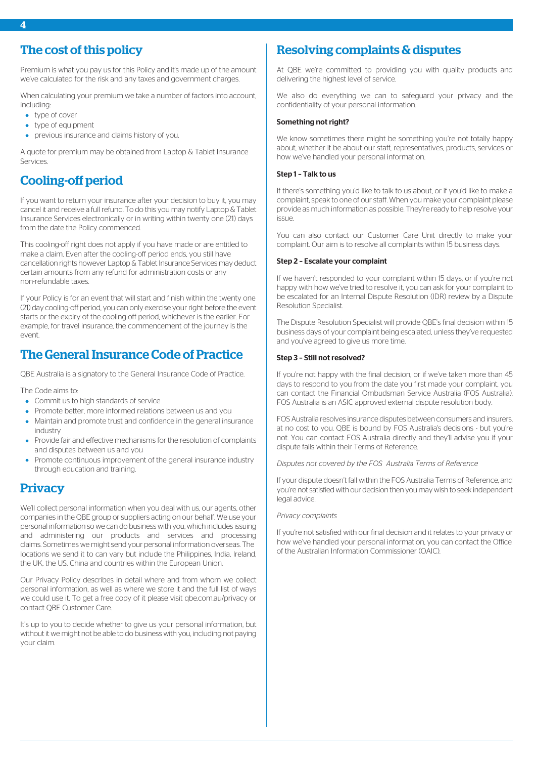## The cost of this policy

Premium is what you pay us for this Policy and it's made up of the amount we've calculated for the risk and any taxes and government charges.

When calculating your premium we take a number of factors into account, including:

- type of cover
- type of equipment
- previous insurance and claims history of you.

A quote for premium may be obtained from Laptop & Tablet Insurance Services.

## Cooling-off period

If you want to return your insurance after your decision to buy it, you may cancel it and receive a full refund. To do this you may notify Laptop & Tablet Insurance Services electronically or in writing within twenty one (21) days from the date the Policy commenced.

This cooling-off right does not apply if you have made or are entitled to make a claim. Even after the cooling-off period ends, you still have cancellation rights however Laptop & Tablet Insurance Services may deduct certain amounts from any refund for administration costs or any non-refundable taxes.

If your Policy is for an event that will start and finish within the twenty one (21) day cooling-off period, you can only exercise your right before the event starts or the expiry of the cooling-off period, whichever is the earlier. For example, for travel insurance, the commencement of the journey is the event.

## The General Insurance Code of Practice

QBE Australia is a signatory to the General Insurance Code of Practice.

The Code aims to:

- Commit us to high standards of service
- Promote better, more informed relations between us and you
- Maintain and promote trust and confidence in the general insurance industry
- Provide fair and effective mechanisms for the resolution of complaints and disputes between us and you
- Promote continuous improvement of the general insurance industry through education and training.

## Privacy

We'll collect personal information when you deal with us, our agents, other companies in the QBE group or suppliers acting on our behalf. We use your personal information so we can do business with you, which includes issuing and administering our products and services and processing claims. Sometimes we might send your personal information overseas. The locations we send it to can vary but include the Philippines, India, Ireland, the UK, the US, China and countries within the European Union.

Our Privacy Policy describes in detail where and from whom we collect personal information, as well as where we store it and the full list of ways we could use it. To get a free copy of it please visit qbe.com.au/privacy or contact QBE Customer Care.

It's up to you to decide whether to give us your personal information, but without it we might not be able to do business with you, including not paying your claim.

## Resolving complaints & disputes

At QBE we're committed to providing you with quality products and delivering the highest level of service.

We also do everything we can to safeguard your privacy and the confidentiality of your personal information.

**Something not right?**

We know sometimes there might be something you're not totally happy about, whether it be about our staff, representatives, products, services or how we've handled your personal information.

**Step 1 – Talk to us**

If there's something you'd like to talk to us about, or if you'd like to make a complaint, speak to one of our staff. When you make your complaint please provide as much information as possible. They're ready to help resolve your issue.

You can also contact our Customer Care Unit directly to make your complaint. Our aim is to resolve all complaints within 15 business days.

**Step 2 – Escalate your complaint**

If we haven't responded to your complaint within 15 days, or if you're not happy with how we've tried to resolve it, you can ask for your complaint to be escalated for an Internal Dispute Resolution (IDR) review by a Dispute Resolution Specialist.

The Dispute Resolution Specialist will provide QBE's final decision within 15 business days of your complaint being escalated, unless they've requested and you've agreed to give us more time.

**Step 3 – Still not resolved?**

If you're not happy with the final decision, or if we've taken more than 45 days to respond to you from the date you first made your complaint, you can contact the Financial Ombudsman Service Australia (FOS Australia). FOS Australia is an ASIC approved external dispute resolution body.

FOS Australia resolves insurance disputes between consumers and insurers, at no cost to you. QBE is bound by FOS Australia's decisions - but you're not. You can contact FOS Australia directly and they'll advise you if your dispute falls within their Terms of Reference.

*Disputes not covered by the FOS Australia Terms of Reference*

If your dispute doesn't fall within the FOS Australia Terms of Reference, and you're not satisfied with our decision then you may wish to seek independent legal advice.

*Privacy complaints*

If you're not satisfied with our final decision and it relates to your privacy or how we've handled your personal information, you can contact the Office of the Australian Information Commissioner (OAIC).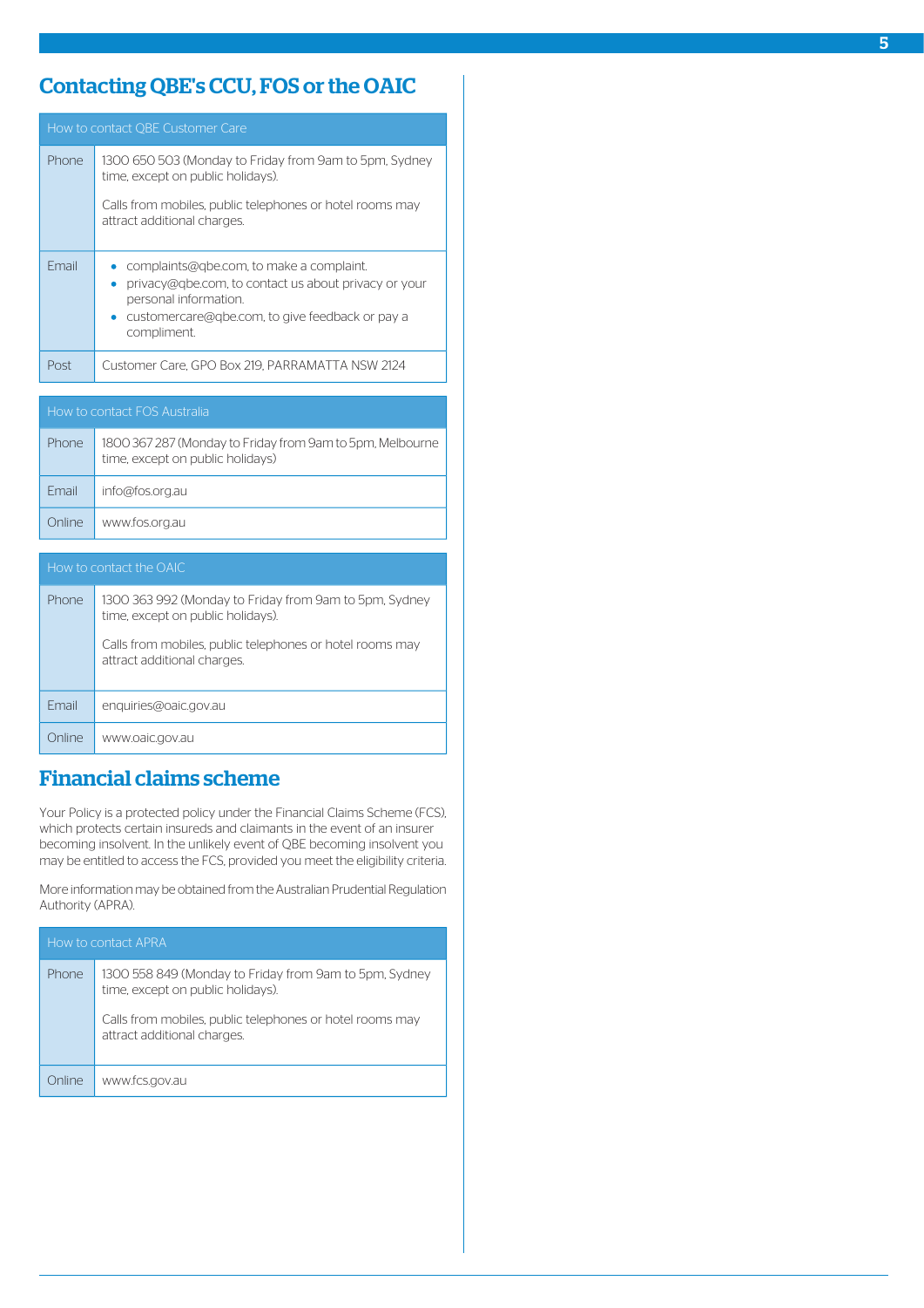## Contacting QBE's CCU, FOS or the OAIC

| How to contact QBE Customer Care | |
|---|---|
| Phone | 1300 650 503 (Monday to Friday from 9am to 5pm, Sydney time, except on public holidays).<br><br>Calls from mobiles, public telephones or hotel rooms may attract additional charges. |
| Email | • complaints@qbe.com, to make a complaint.<br>• privacy@qbe.com, to contact us about privacy or your personal information.<br>• customercare@qbe.com, to give feedback or pay a compliment. |
| Post | Customer Care, GPO Box 219, PARRAMATTA NSW 2124 |

| How to contact FOS Australia | |
|---|---|
| Phone | 1800 367 287 (Monday to Friday from 9am to 5pm, Melbourne time, except on public holidays) |
| Email | info@fos.org.au |
| Online | www.fos.org.au |

| How to contact the OAIC | |
|---|---|
| Phone | 1300 363 992 (Monday to Friday from 9am to 5pm, Sydney time, except on public holidays).<br><br>Calls from mobiles, public telephones or hotel rooms may attract additional charges. |
| Email | enquiries@oaic.gov.au |
| Online | www.oaic.gov.au |

## Financial claims scheme

Your Policy is a protected policy under the Financial Claims Scheme (FCS), which protects certain insureds and claimants in the event of an insurer becoming insolvent. In the unlikely event of QBE becoming insolvent you may be entitled to access the FCS, provided you meet the eligibility criteria.

More information may be obtained from the Australian Prudential Regulation Authority (APRA).

| How to contact APRA | |
|---|---|
| Phone | 1300 558 849 (Monday to Friday from 9am to 5pm, Sydney time, except on public holidays).<br><br>Calls from mobiles, public telephones or hotel rooms may attract additional charges. |
| Online | www.fcs.gov.au |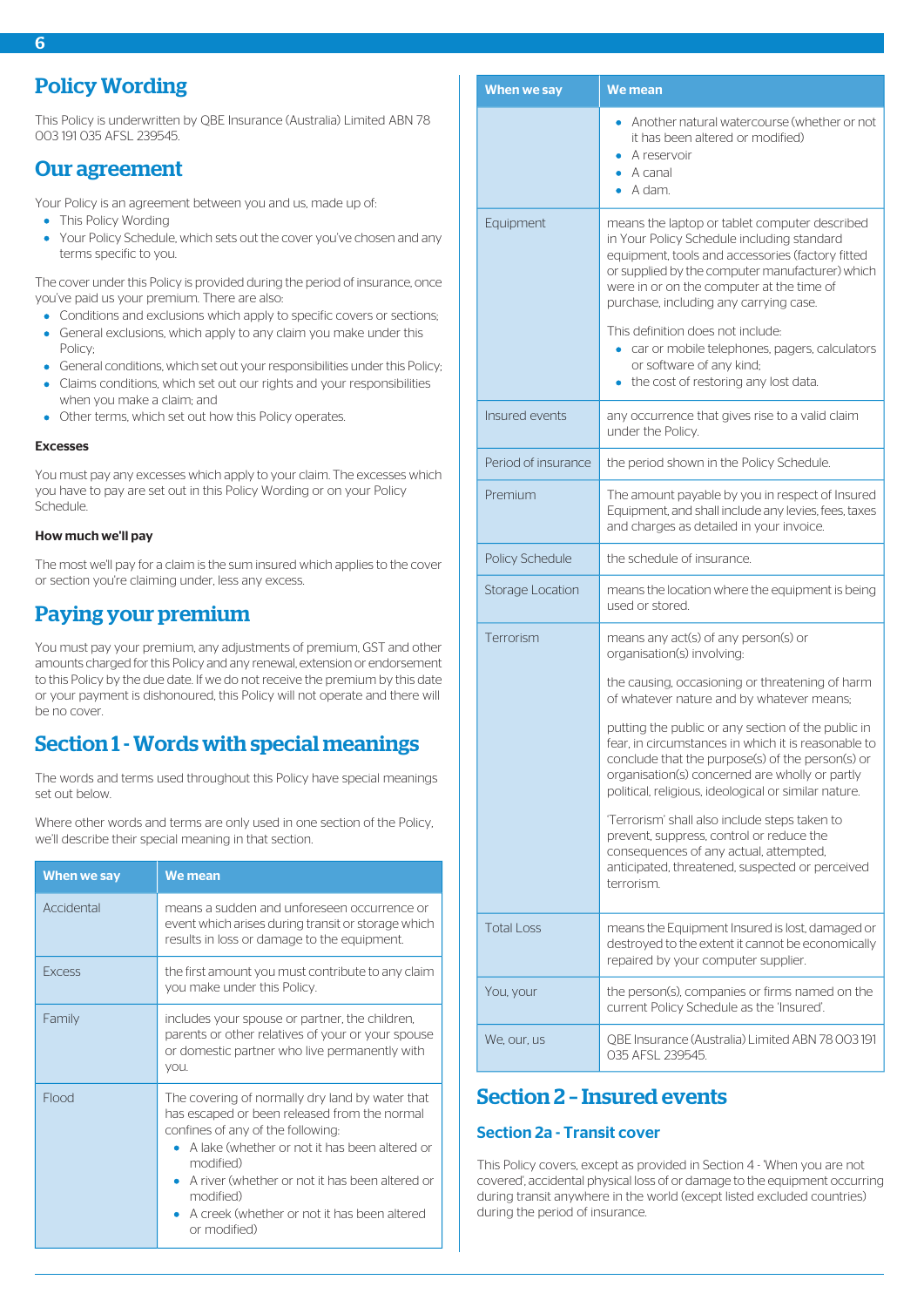# Policy Wording

This Policy is underwritten by QBE Insurance (Australia) Limited ABN 78 003 191 035 AFSL 239545.

# Our agreement

Your Policy is an agreement between you and us, made up of:

- This Policy Wording
- Your Policy Schedule, which sets out the cover you've chosen and any terms specific to you.

The cover under this Policy is provided during the period of insurance, once you've paid us your premium. There are also:

- Conditions and exclusions which apply to specific covers or sections;
- General exclusions, which apply to any claim you make under this Policy;
- General conditions, which set out your responsibilities under this Policy;
- Claims conditions, which set out our rights and your responsibilities when you make a claim; and
- Other terms, which set out how this Policy operates.

**Excesses**

You must pay any excesses which apply to your claim. The excesses which you have to pay are set out in this Policy Wording or on your Policy Schedule.

**How much we'll pay**

The most we'll pay for a claim is the sum insured which applies to the cover or section you're claiming under, less any excess.

# Paying your premium

You must pay your premium, any adjustments of premium, GST and other amounts charged for this Policy and any renewal, extension or endorsement to this Policy by the due date. If we do not receive the premium by this date or your payment is dishonoured, this Policy will not operate and there will be no cover.

# Section 1 - Words with special meanings

The words and terms used throughout this Policy have special meanings set out below.

Where other words and terms are only used in one section of the Policy, we'll describe their special meaning in that section.

| When we say | We mean |
|---|---|
| Accidental | means a sudden and unforeseen occurrence or event which arises during transit or storage which results in loss or damage to the equipment. |
| Excess | the first amount you must contribute to any claim you make under this Policy. |
| Family | includes your spouse or partner, the children, parents or other relatives of your or your spouse or domestic partner who live permanently with you. |
| Flood | The covering of normally dry land by water that has escaped or been released from the normal confines of any of the following:<br>• A lake (whether or not it has been altered or modified)<br>• A river (whether or not it has been altered or modified)<br>• A creek (whether or not it has been altered or modified)<br>• Another natural watercourse (whether or not it has been altered or modified)<br>• A reservoir<br>• A canal<br>• A dam. |
| Equipment | means the laptop or tablet computer described in Your Policy Schedule including standard equipment, tools and accessories (factory fitted or supplied by the computer manufacturer) which were in or on the computer at the time of purchase, including any carrying case.<br><br>This definition does not include:<br>• car or mobile telephones, pagers, calculators or software of any kind;<br>• the cost of restoring any lost data. |
| Insured events | any occurrence that gives rise to a valid claim under the Policy. |
| Period of insurance | the period shown in the Policy Schedule. |
| Premium | The amount payable by you in respect of Insured Equipment, and shall include any levies, fees, taxes and charges as detailed in your invoice. |
| Policy Schedule | the schedule of insurance. |
| Storage Location | means the location where the equipment is being used or stored. |
| Terrorism | means any act(s) of any person(s) or organisation(s) involving:<br><br>the causing, occasioning or threatening of harm of whatever nature and by whatever means;<br><br>putting the public or any section of the public in fear, in circumstances in which it is reasonable to conclude that the purpose(s) of the person(s) or organisation(s) concerned are wholly or partly political, religious, ideological or similar nature.<br><br>'Terrorism' shall also include steps taken to prevent, suppress, control or reduce the consequences of any actual, attempted, anticipated, threatened, suspected or perceived terrorism. |
| Total Loss | means the Equipment Insured is lost, damaged or destroyed to the extent it cannot be economically repaired by your computer supplier. |
| You, your | the person(s), companies or firms named on the current Policy Schedule as the 'Insured'. |
| We, our, us | QBE Insurance (Australia) Limited ABN 78 003 191 035 AFSL 239545. |

# Section 2 – Insured events

## Section 2a - Transit cover

This Policy covers, except as provided in Section 4 - 'When you are not covered', accidental physical loss of or damage to the equipment occurring during transit anywhere in the world (except listed excluded countries) during the period of insurance.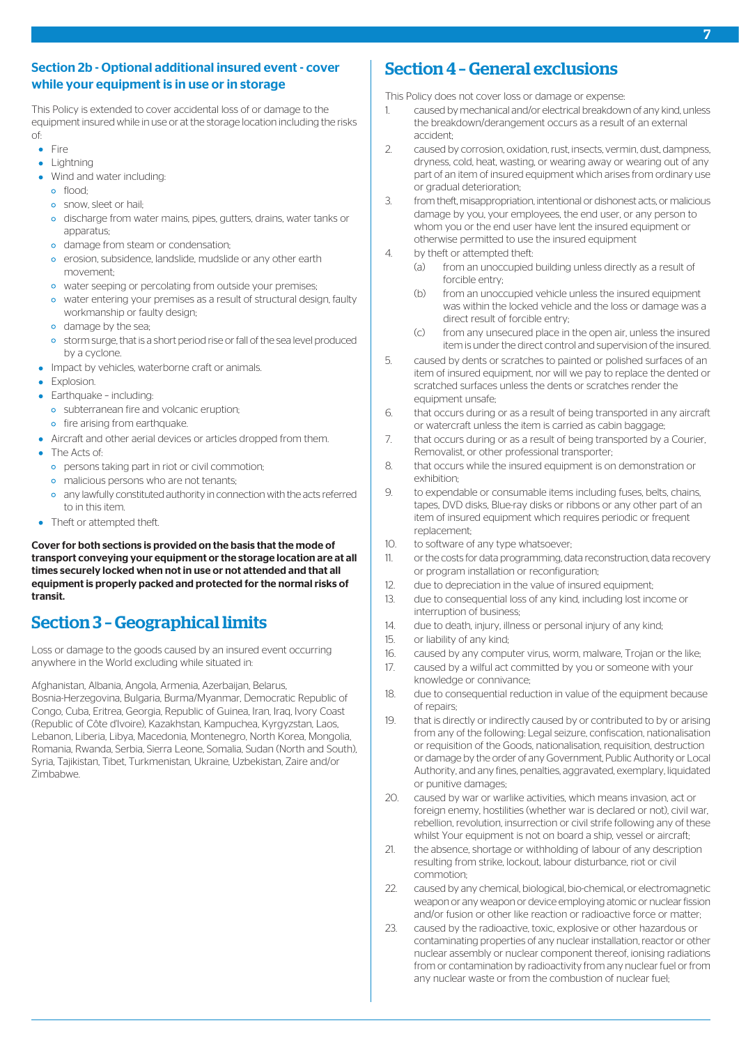## Section 2b - Optional additional insured event - cover while your equipment is in use or in storage

This Policy is extended to cover accidental loss of or damage to the equipment insured while in use or at the storage location including the risks of:

- Fire
- Lightning
- Wind and water including:
  - flood;
  - snow, sleet or hail;
  - discharge from water mains, pipes, gutters, drains, water tanks or apparatus;
  - damage from steam or condensation;
  - erosion, subsidence, landslide, mudslide or any other earth movement;
  - water seeping or percolating from outside your premises;
  - water entering your premises as a result of structural design, faulty workmanship or faulty design;
  - damage by the sea;
  - storm surge, that is a short period rise or fall of the sea level produced by a cyclone.
- Impact by vehicles, waterborne craft or animals.
- Explosion.
- Earthquake – including:
  - subterranean fire and volcanic eruption;
  - fire arising from earthquake.
- Aircraft and other aerial devices or articles dropped from them.
- The Acts of:
  - persons taking part in riot or civil commotion;
  - malicious persons who are not tenants;
  - any lawfully constituted authority in connection with the acts referred to in this item.
- Theft or attempted theft.

**Cover for both sections is provided on the basis that the mode of transport conveying your equipment or the storage location are at all times securely locked when not in use or not attended and that all equipment is properly packed and protected for the normal risks of transit.**

# Section 3 – Geographical limits

Loss or damage to the goods caused by an insured event occurring anywhere in the World excluding while situated in:

Afghanistan, Albania, Angola, Armenia, Azerbaijan, Belarus, Bosnia-Herzegovina, Bulgaria, Burma/Myanmar, Democratic Republic of Congo, Cuba, Eritrea, Georgia, Republic of Guinea, Iran, Iraq, Ivory Coast (Republic of Côte d'Ivoire), Kazakhstan, Kampuchea, Kyrgyzstan, Laos, Lebanon, Liberia, Libya, Macedonia, Montenegro, North Korea, Mongolia, Romania, Rwanda, Serbia, Sierra Leone, Somalia, Sudan (North and South), Syria, Tajikistan, Tibet, Turkmenistan, Ukraine, Uzbekistan, Zaire and/or Zimbabwe.

# Section 4 – General exclusions

This Policy does not cover loss or damage or expense:

1. caused by mechanical and/or electrical breakdown of any kind, unless the breakdown/derangement occurs as a result of an external accident;
2. caused by corrosion, oxidation, rust, insects, vermin, dust, dampness, dryness, cold, heat, wasting, or wearing away or wearing out of any part of an item of insured equipment which arises from ordinary use or gradual deterioration;
3. from theft, misappropriation, intentional or dishonest acts, or malicious damage by you, your employees, the end user, or any person to whom you or the end user have lent the insured equipment or otherwise permitted to use the insured equipment
4. by theft or attempted theft:
   (a) from an unoccupied building unless directly as a result of forcible entry;
   (b) from an unoccupied vehicle unless the insured equipment was within the locked vehicle and the loss or damage was a direct result of forcible entry;
   (c) from any unsecured place in the open air, unless the insured item is under the direct control and supervision of the insured.
5. caused by dents or scratches to painted or polished surfaces of an item of insured equipment, nor will we pay to replace the dented or scratched surfaces unless the dents or scratches render the equipment unsafe;
6. that occurs during or as a result of being transported in any aircraft or watercraft unless the item is carried as cabin baggage;
7. that occurs during or as a result of being transported by a Courier, Removalist, or other professional transporter;
8. that occurs while the insured equipment is on demonstration or exhibition;
9. to expendable or consumable items including fuses, belts, chains, tapes, DVD disks, Blue-ray disks or ribbons or any other part of an item of insured equipment which requires periodic or frequent replacement;
10. to software of any type whatsoever;
11. or the costs for data programming, data reconstruction, data recovery or program installation or reconfiguration;
12. due to depreciation in the value of insured equipment;
13. due to consequential loss of any kind, including lost income or interruption of business;
14. due to death, injury, illness or personal injury of any kind;
15. or liability of any kind;
16. caused by any computer virus, worm, malware, Trojan or the like;
17. caused by a wilful act committed by you or someone with your knowledge or connivance;
18. due to consequential reduction in value of the equipment because of repairs;
19. that is directly or indirectly caused by or contributed to by or arising from any of the following: Legal seizure, confiscation, nationalisation or requisition of the Goods, nationalisation, requisition, destruction or damage by the order of any Government, Public Authority or Local Authority, and any fines, penalties, aggravated, exemplary, liquidated or punitive damages;
20. caused by war or warlike activities, which means invasion, act or foreign enemy, hostilities (whether war is declared or not), civil war, rebellion, revolution, insurrection or civil strife following any of these whilst Your equipment is not on board a ship, vessel or aircraft;
21. the absence, shortage or withholding of labour of any description resulting from strike, lockout, labour disturbance, riot or civil commotion;
22. caused by any chemical, biological, bio-chemical, or electromagnetic weapon or any weapon or device employing atomic or nuclear fission and/or fusion or other like reaction or radioactive force or matter;
23. caused by the radioactive, toxic, explosive or other hazardous or contaminating properties of any nuclear installation, reactor or other nuclear assembly or nuclear component thereof, ionising radiations from or contamination by radioactivity from any nuclear fuel or from any nuclear waste or from the combustion of nuclear fuel;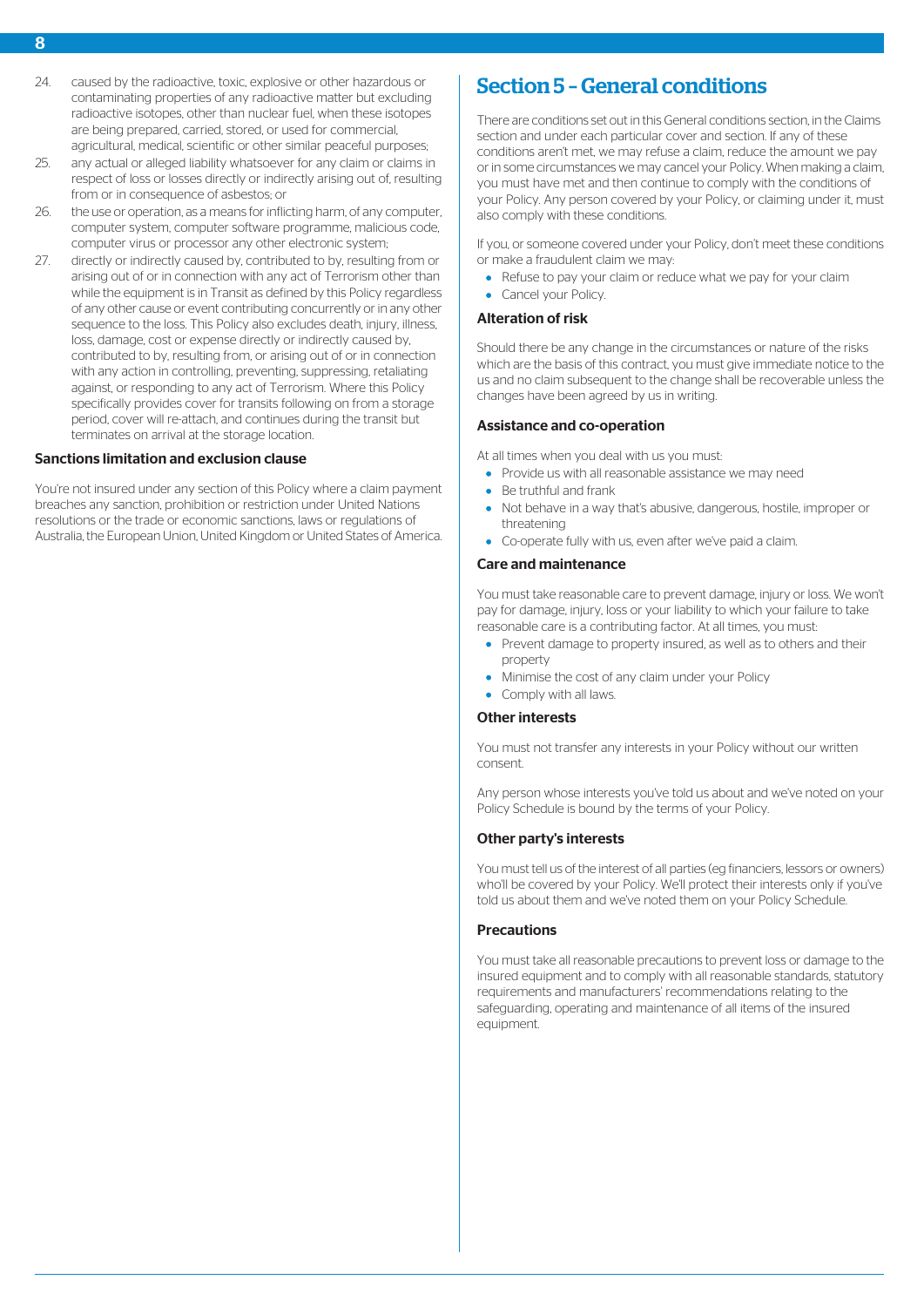24. caused by the radioactive, toxic, explosive or other hazardous or contaminating properties of any radioactive matter but excluding radioactive isotopes, other than nuclear fuel, when these isotopes are being prepared, carried, stored, or used for commercial, agricultural, medical, scientific or other similar peaceful purposes;
25. any actual or alleged liability whatsoever for any claim or claims in respect of loss or losses directly or indirectly arising out of, resulting from or in consequence of asbestos; or
26. the use or operation, as a means for inflicting harm, of any computer, computer system, computer software programme, malicious code, computer virus or processor any other electronic system;
27. directly or indirectly caused by, contributed to by, resulting from or arising out of or in connection with any act of Terrorism other than while the equipment is in Transit as defined by this Policy regardless of any other cause or event contributing concurrently or in any other sequence to the loss. This Policy also excludes death, injury, illness, loss, damage, cost or expense directly or indirectly caused by, contributed to by, resulting from, or arising out of or in connection with any action in controlling, preventing, suppressing, retaliating against, or responding to any act of Terrorism. Where this Policy specifically provides cover for transits following on from a storage period, cover will re-attach, and continues during the transit but terminates on arrival at the storage location.

### Sanctions limitation and exclusion clause

You're not insured under any section of this Policy where a claim payment breaches any sanction, prohibition or restriction under United Nations resolutions or the trade or economic sanctions, laws or regulations of Australia, the European Union, United Kingdom or United States of America.

## Section 5 – General conditions

There are conditions set out in this General conditions section, in the Claims section and under each particular cover and section. If any of these conditions aren't met, we may refuse a claim, reduce the amount we pay or in some circumstances we may cancel your Policy. When making a claim, you must have met and then continue to comply with the conditions of your Policy. Any person covered by your Policy, or claiming under it, must also comply with these conditions.

If you, or someone covered under your Policy, don't meet these conditions or make a fraudulent claim we may:

- Refuse to pay your claim or reduce what we pay for your claim
- Cancel your Policy.

### Alteration of risk

Should there be any change in the circumstances or nature of the risks which are the basis of this contract, you must give immediate notice to the us and no claim subsequent to the change shall be recoverable unless the changes have been agreed by us in writing.

### Assistance and co-operation

At all times when you deal with us you must:

- Provide us with all reasonable assistance we may need
- Be truthful and frank
- Not behave in a way that's abusive, dangerous, hostile, improper or threatening
- Co-operate fully with us, even after we've paid a claim.

### Care and maintenance

You must take reasonable care to prevent damage, injury or loss. We won't pay for damage, injury, loss or your liability to which your failure to take reasonable care is a contributing factor. At all times, you must:

- Prevent damage to property insured, as well as to others and their property
- Minimise the cost of any claim under your Policy
- Comply with all laws.

### Other interests

You must not transfer any interests in your Policy without our written consent.

Any person whose interests you've told us about and we've noted on your Policy Schedule is bound by the terms of your Policy.

### Other party's interests

You must tell us of the interest of all parties (eg financiers, lessors or owners) who'll be covered by your Policy. We'll protect their interests only if you've told us about them and we've noted them on your Policy Schedule.

### Precautions

You must take all reasonable precautions to prevent loss or damage to the insured equipment and to comply with all reasonable standards, statutory requirements and manufacturers' recommendations relating to the safeguarding, operating and maintenance of all items of the insured equipment.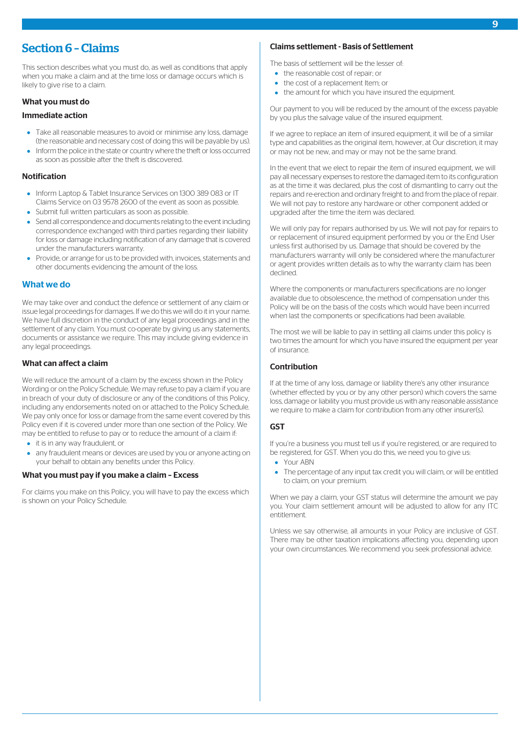# Section 6 – Claims

This section describes what you must do, as well as conditions that apply when you make a claim and at the time loss or damage occurs which is likely to give rise to a claim.

### What you must do

### Immediate action

- Take all reasonable measures to avoid or minimise any loss, damage (the reasonable and necessary cost of doing this will be payable by us).
- Inform the police in the state or country where the theft or loss occurred as soon as possible after the theft is discovered.

### Notification

- Inform Laptop & Tablet Insurance Services on 1300 389 083 or IT Claims Service on 03 9578 2600 of the event as soon as possible.
- Submit full written particulars as soon as possible.
- Send all correspondence and documents relating to the event including correspondence exchanged with third parties regarding their liability for loss or damage including notification of any damage that is covered under the manufacturers warranty.
- Provide, or arrange for us to be provided with, invoices, statements and other documents evidencing the amount of the loss.

## What we do

We may take over and conduct the defence or settlement of any claim or issue legal proceedings for damages. If we do this we will do it in your name. We have full discretion in the conduct of any legal proceedings and in the settlement of any claim. You must co-operate by giving us any statements, documents or assistance we require. This may include giving evidence in any legal proceedings.

### What can affect a claim

We will reduce the amount of a claim by the excess shown in the Policy Wording or on the Policy Schedule. We may refuse to pay a claim if you are in breach of your duty of disclosure or any of the conditions of this Policy, including any endorsements noted on or attached to the Policy Schedule. We pay only once for loss or damage from the same event covered by this Policy even if it is covered under more than one section of the Policy. We may be entitled to refuse to pay or to reduce the amount of a claim if:

- it is in any way fraudulent, or
- any fraudulent means or devices are used by you or anyone acting on your behalf to obtain any benefits under this Policy.

### What you must pay if you make a claim - Excess

For claims you make on this Policy, you will have to pay the excess which is shown on your Policy Schedule.

### Claims settlement - Basis of Settlement

The basis of settlement will be the lesser of:

- the reasonable cost of repair; or
- the cost of a replacement Item; or
- the amount for which you have insured the equipment.

Our payment to you will be reduced by the amount of the excess payable by you plus the salvage value of the insured equipment.

If we agree to replace an item of insured equipment, it will be of a similar type and capabilities as the original item, however, at Our discretion, it may or may not be new, and may or may not be the same brand.

In the event that we elect to repair the item of insured equipment, we will pay all necessary expenses to restore the damaged item to its configuration as at the time it was declared, plus the cost of dismantling to carry out the repairs and re-erection and ordinary freight to and from the place of repair. We will not pay to restore any hardware or other component added or upgraded after the time the item was declared.

We will only pay for repairs authorised by us. We will not pay for repairs to or replacement of insured equipment performed by you or the End User unless first authorised by us. Damage that should be covered by the manufacturers warranty will only be considered where the manufacturer or agent provides written details as to why the warranty claim has been declined.

Where the components or manufacturers specifications are no longer available due to obsolescence, the method of compensation under this Policy will be on the basis of the costs which would have been incurred when last the components or specifications had been available.

The most we will be liable to pay in settling all claims under this policy is two times the amount for which you have insured the equipment per year of insurance.

### Contribution

If at the time of any loss, damage or liability there's any other insurance (whether effected by you or by any other person) which covers the same loss, damage or liability you must provide us with any reasonable assistance we require to make a claim for contribution from any other insurer(s).

### GST

If you're a business you must tell us if you're registered, or are required to be registered, for GST. When you do this, we need you to give us:

- Your ABN
- The percentage of any input tax credit you will claim, or will be entitled to claim, on your premium.

When we pay a claim, your GST status will determine the amount we pay you. Your claim settlement amount will be adjusted to allow for any ITC entitlement.

Unless we say otherwise, all amounts in your Policy are inclusive of GST. There may be other taxation implications affecting you, depending upon your own circumstances. We recommend you seek professional advice.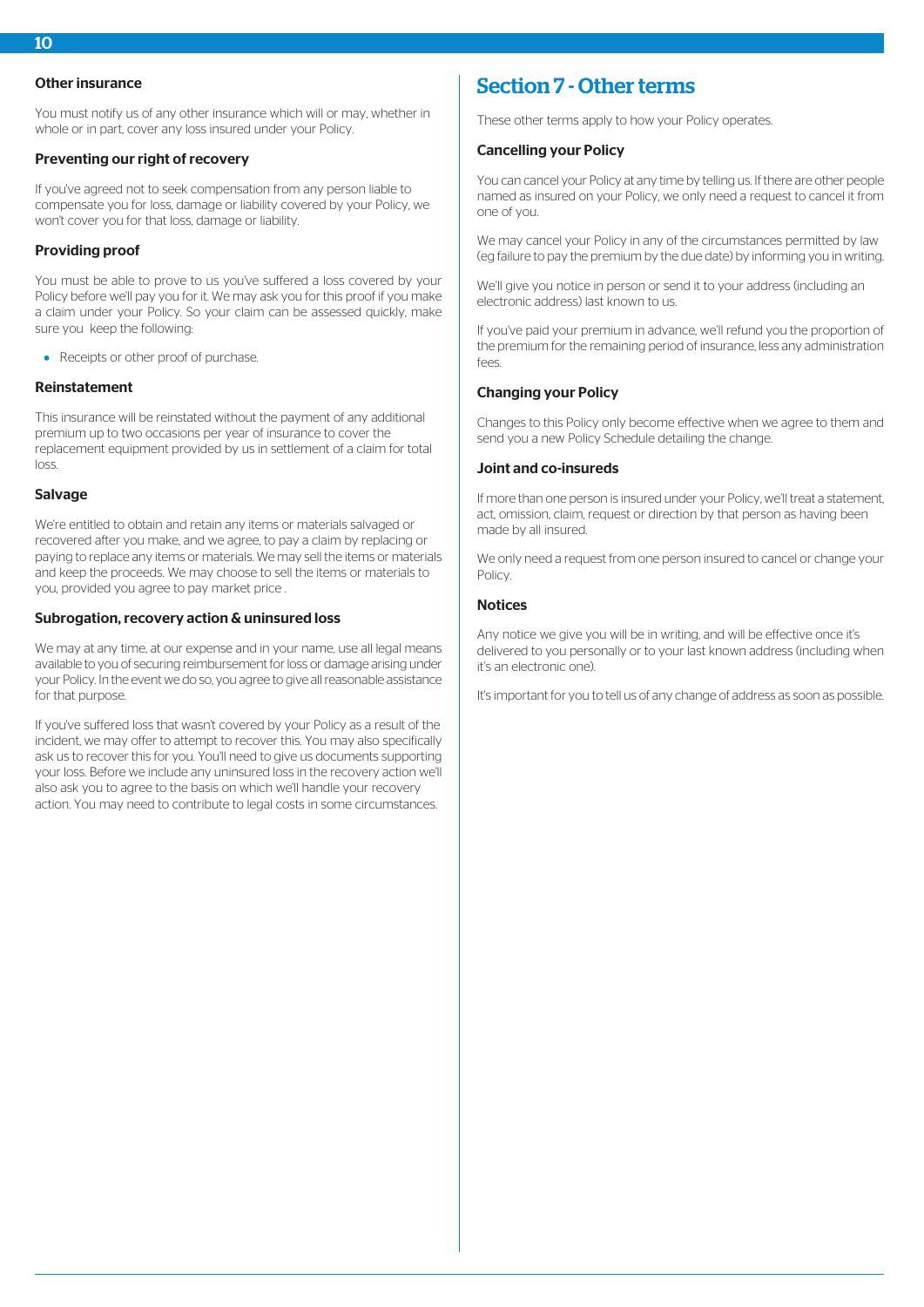### Other insurance

You must notify us of any other insurance which will or may, whether in whole or in part, cover any loss insured under your Policy.

### Preventing our right of recovery

If you've agreed not to seek compensation from any person liable to compensate you for loss, damage or liability covered by your Policy, we won't cover you for that loss, damage or liability.

### Providing proof

You must be able to prove to us you've suffered a loss covered by your Policy before we'll pay you for it. We may ask you for this proof if you make a claim under your Policy. So your claim can be assessed quickly, make sure you keep the following:

- Receipts or other proof of purchase.

### Reinstatement

This insurance will be reinstated without the payment of any additional premium up to two occasions per year of insurance to cover the replacement equipment provided by us in settlement of a claim for total loss.

### Salvage

We're entitled to obtain and retain any items or materials salvaged or recovered after you make, and we agree, to pay a claim by replacing or paying to replace any items or materials. We may sell the items or materials and keep the proceeds. We may choose to sell the items or materials to you, provided you agree to pay market price .

### Subrogation, recovery action & uninsured loss

We may at any time, at our expense and in your name, use all legal means available to you of securing reimbursement for loss or damage arising under your Policy. In the event we do so, you agree to give all reasonable assistance for that purpose.

If you've suffered loss that wasn't covered by your Policy as a result of the incident, we may offer to attempt to recover this. You may also specifically ask us to recover this for you. You'll need to give us documents supporting your loss. Before we include any uninsured loss in the recovery action we'll also ask you to agree to the basis on which we'll handle your recovery action. You may need to contribute to legal costs in some circumstances.

## Section 7 - Other terms

These other terms apply to how your Policy operates.

### Cancelling your Policy

You can cancel your Policy at any time by telling us. If there are other people named as insured on your Policy, we only need a request to cancel it from one of you.

We may cancel your Policy in any of the circumstances permitted by law (eg failure to pay the premium by the due date) by informing you in writing.

We'll give you notice in person or send it to your address (including an electronic address) last known to us.

If you've paid your premium in advance, we'll refund you the proportion of the premium for the remaining period of insurance, less any administration fees.

### Changing your Policy

Changes to this Policy only become effective when we agree to them and send you a new Policy Schedule detailing the change.

### Joint and co-insureds

If more than one person is insured under your Policy, we'll treat a statement, act, omission, claim, request or direction by that person as having been made by all insured.

We only need a request from one person insured to cancel or change your Policy.

### Notices

Any notice we give you will be in writing, and will be effective once it's delivered to you personally or to your last known address (including when it's an electronic one).

It's important for you to tell us of any change of address as soon as possible.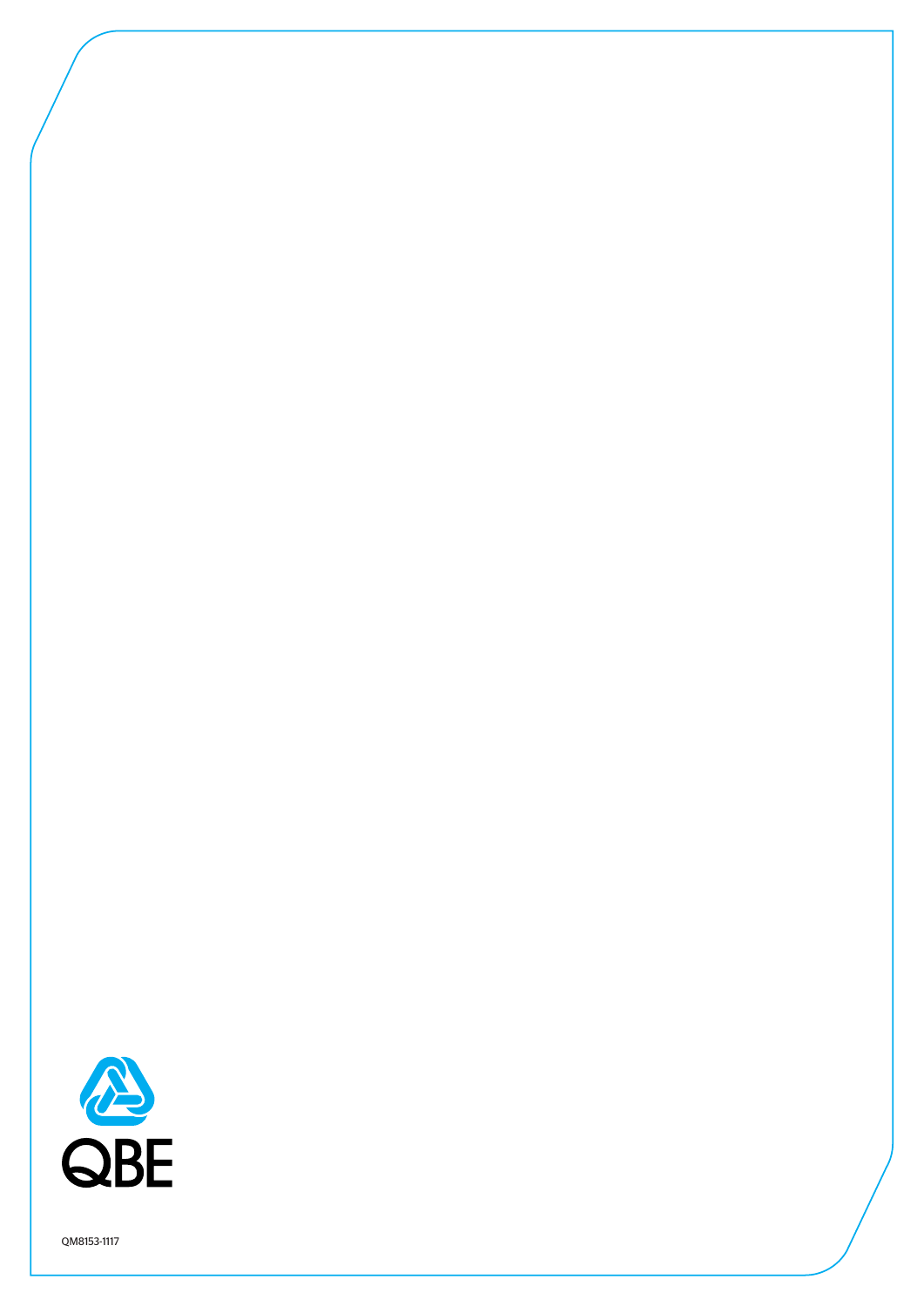QBE

QM8153-1117